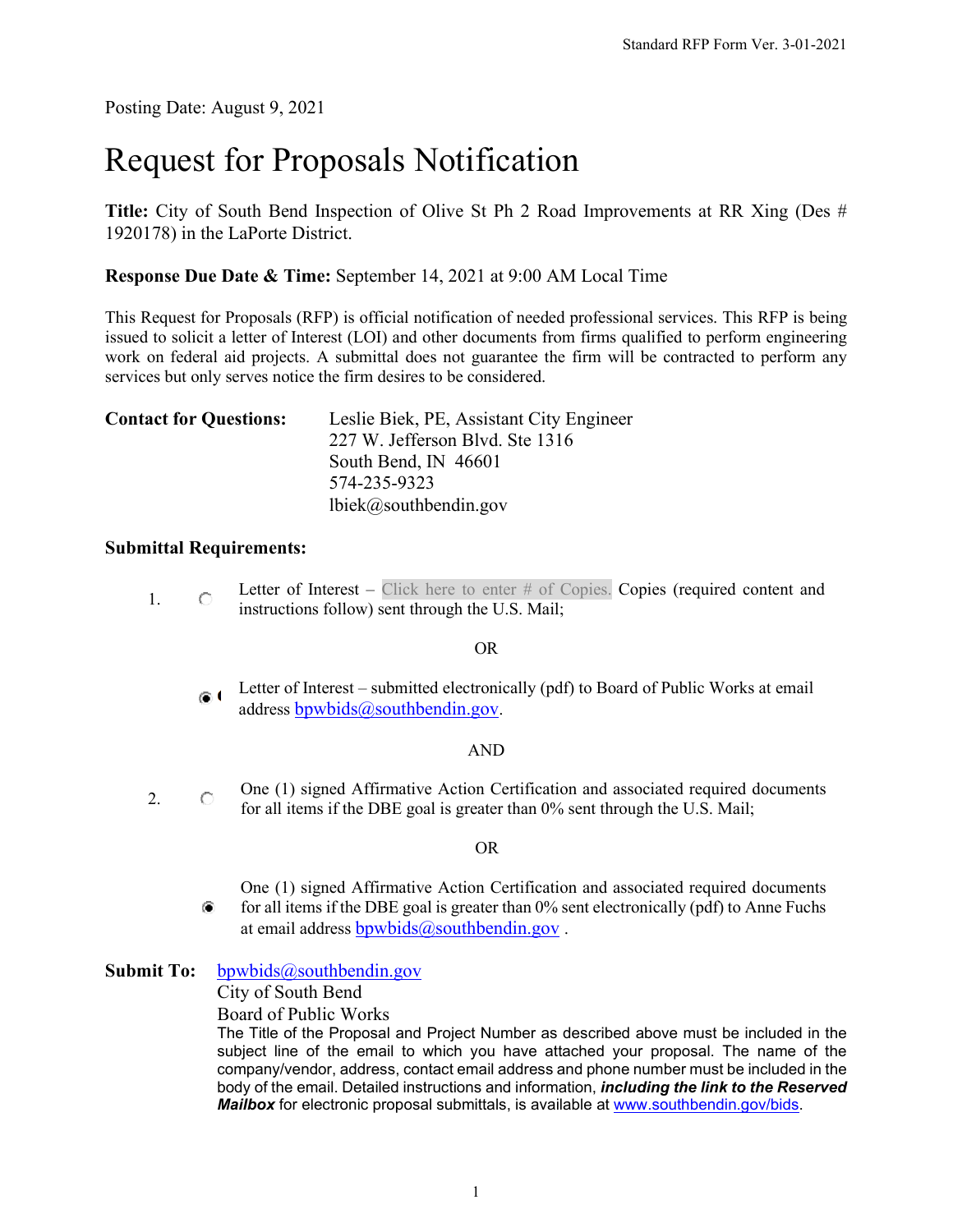Posting Date: August 9, 2021

# Request for Proposals Notification

**Title:** City of South Bend Inspection of Olive St Ph 2 Road Improvements at RR Xing (Des # 1920178) in the LaPorte District.

**Response Due Date & Time:** September 14, 2021 at 9:00 AM Local Time

This Request for Proposals (RFP) is official notification of needed professional services. This RFP is being issued to solicit a letter of Interest (LOI) and other documents from firms qualified to perform engineering work on federal aid projects. A submittal does not guarantee the firm will be contracted to perform any services but only serves notice the firm desires to be considered.

**Contact for Questions:**
Leslie Biek, PE, Assistant City Engineer
227 W. Jefferson Blvd. Ste 1316
South Bend, IN 46601
574-235-9323
lbiek@southbendin.gov

**Submittal Requirements:**

1. ○ Letter of Interest – Click here to enter # of Copies. Copies (required content and instructions follow) sent through the U.S. Mail;

   OR

   ◉ Letter of Interest – submitted electronically (pdf) to Board of Public Works at email address bpwbids@southbendin.gov.

   AND

2. ○ One (1) signed Affirmative Action Certification and associated required documents for all items if the DBE goal is greater than 0% sent through the U.S. Mail;

   OR

   ◉ One (1) signed Affirmative Action Certification and associated required documents for all items if the DBE goal is greater than 0% sent electronically (pdf) to Anne Fuchs at email address bpwbids@southbendin.gov .

**Submit To:** bpwbids@southbendin.gov
City of South Bend
Board of Public Works
The Title of the Proposal and Project Number as described above must be included in the subject line of the email to which you have attached your proposal. The name of the company/vendor, address, contact email address and phone number must be included in the body of the email. Detailed instructions and information, ***including the link to the Reserved Mailbox*** for electronic proposal submittals, is available at www.southbendin.gov/bids.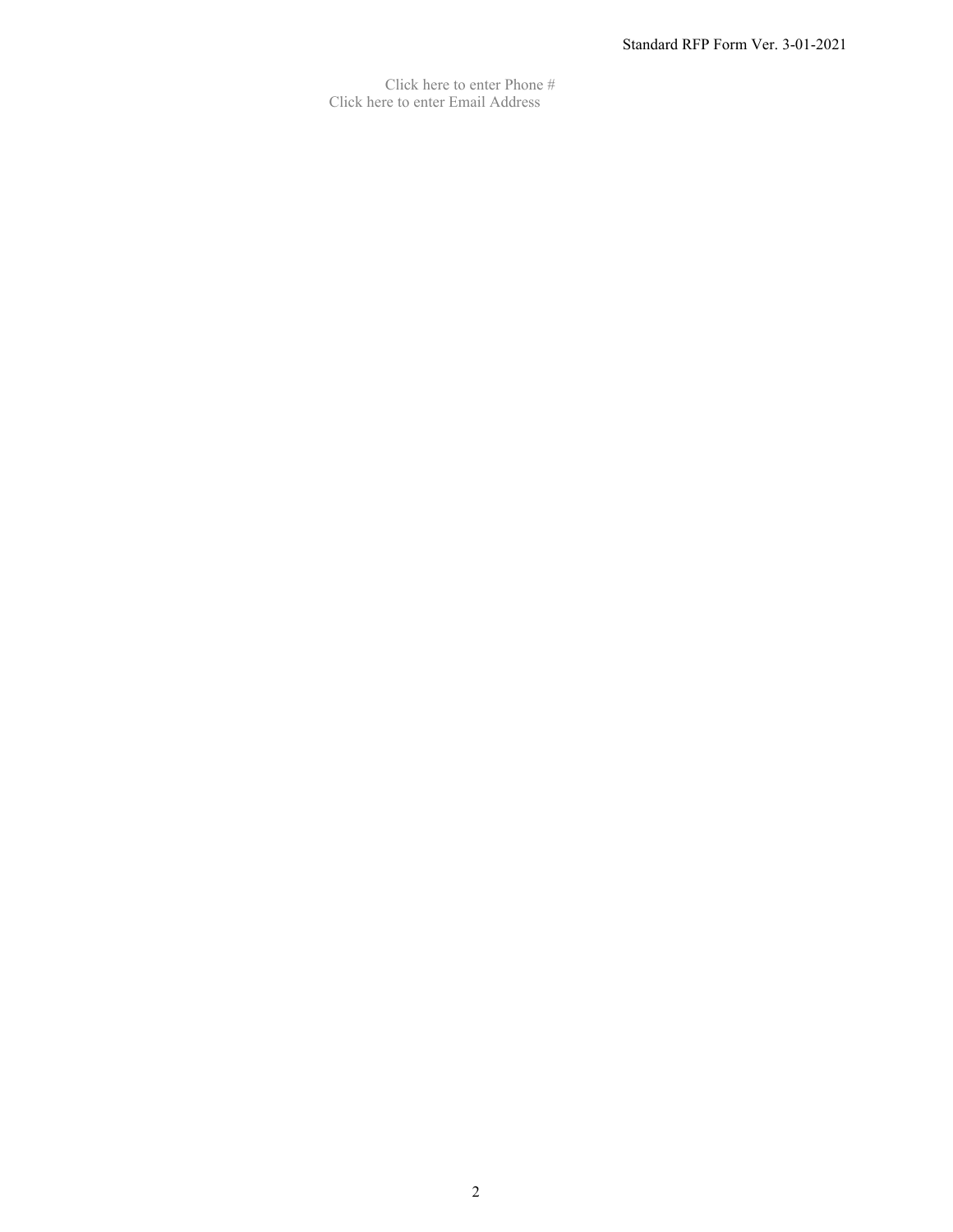Click here to enter Phone #
Click here to enter Email Address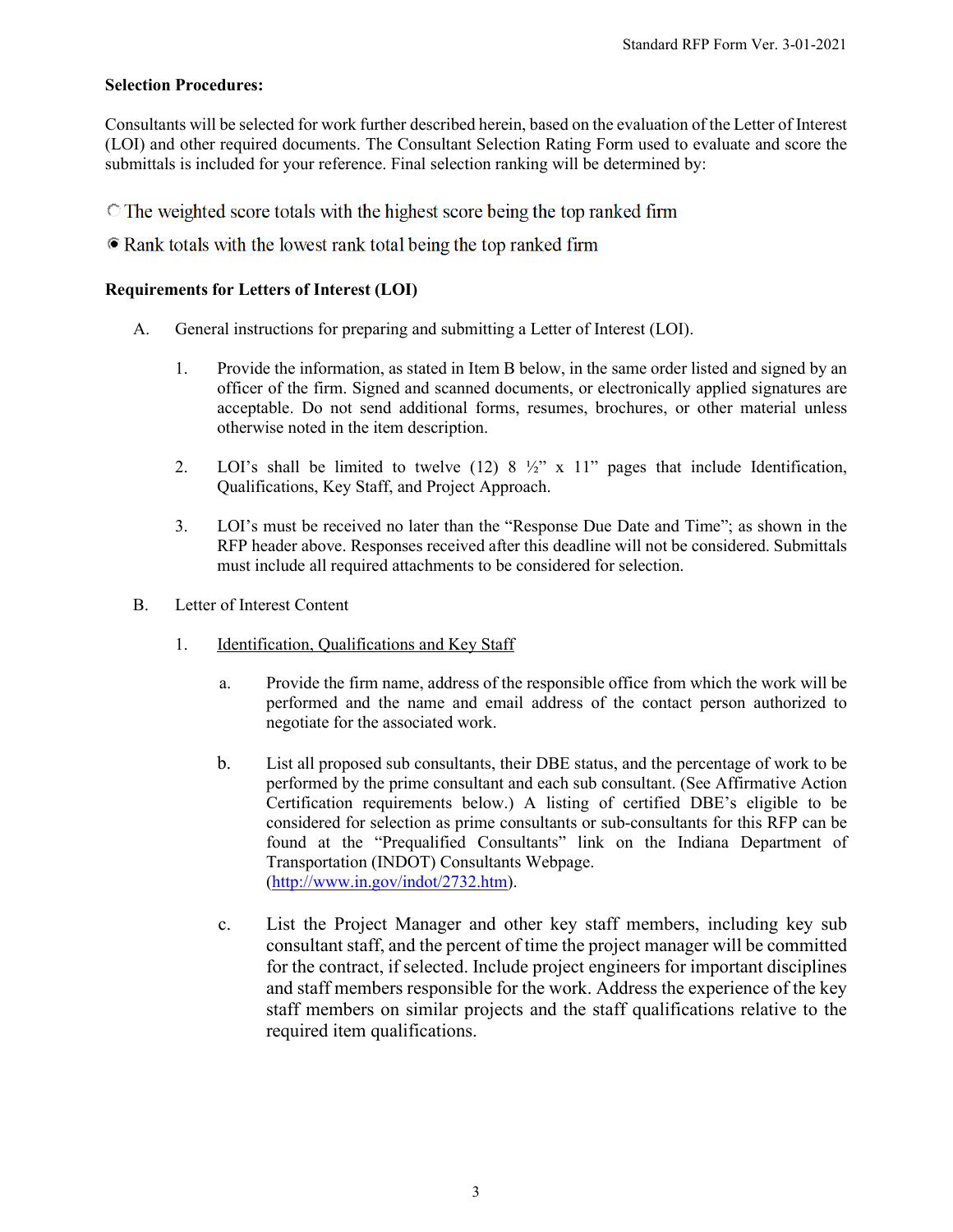**Selection Procedures:**

Consultants will be selected for work further described herein, based on the evaluation of the Letter of Interest (LOI) and other required documents. The Consultant Selection Rating Form used to evaluate and score the submittals is included for your reference. Final selection ranking will be determined by:

○ The weighted score totals with the highest score being the top ranked firm

◉ Rank totals with the lowest rank total being the top ranked firm

**Requirements for Letters of Interest (LOI)**

A. General instructions for preparing and submitting a Letter of Interest (LOI).

1. Provide the information, as stated in Item B below, in the same order listed and signed by an officer of the firm. Signed and scanned documents, or electronically applied signatures are acceptable. Do not send additional forms, resumes, brochures, or other material unless otherwise noted in the item description.

2. LOI's shall be limited to twelve (12) 8 ½" x 11" pages that include Identification, Qualifications, Key Staff, and Project Approach.

3. LOI's must be received no later than the "Response Due Date and Time"; as shown in the RFP header above. Responses received after this deadline will not be considered. Submittals must include all required attachments to be considered for selection.

B. Letter of Interest Content

1. Identification, Qualifications and Key Staff

   a. Provide the firm name, address of the responsible office from which the work will be performed and the name and email address of the contact person authorized to negotiate for the associated work.

   b. List all proposed sub consultants, their DBE status, and the percentage of work to be performed by the prime consultant and each sub consultant. (See Affirmative Action Certification requirements below.) A listing of certified DBE's eligible to be considered for selection as prime consultants or sub-consultants for this RFP can be found at the "Prequalified Consultants" link on the Indiana Department of Transportation (INDOT) Consultants Webpage. (http://www.in.gov/indot/2732.htm).

   c. List the Project Manager and other key staff members, including key sub consultant staff, and the percent of time the project manager will be committed for the contract, if selected. Include project engineers for important disciplines and staff members responsible for the work. Address the experience of the key staff members on similar projects and the staff qualifications relative to the required item qualifications.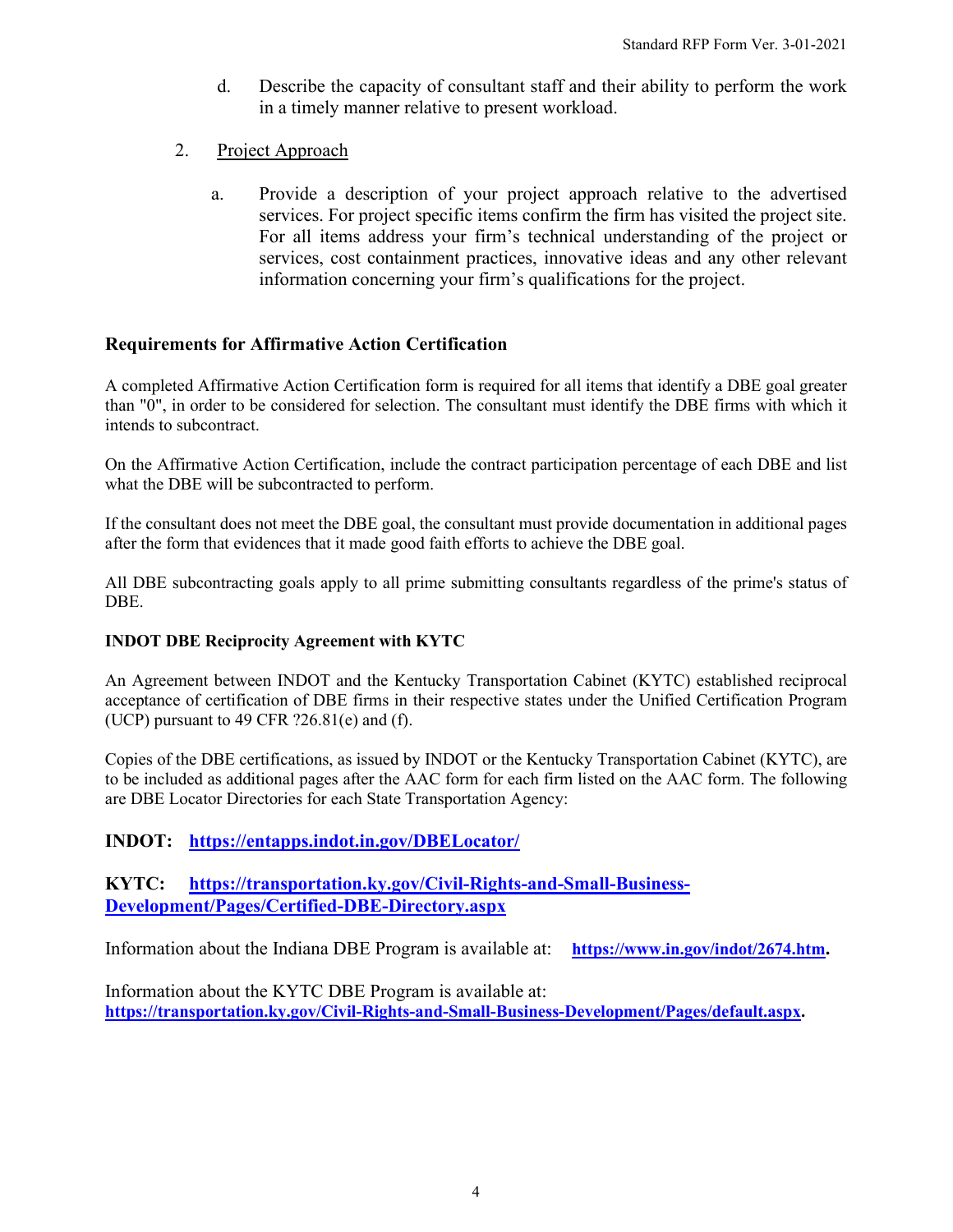d. Describe the capacity of consultant staff and their ability to perform the work in a timely manner relative to present workload.

2. Project Approach

   a. Provide a description of your project approach relative to the advertised services. For project specific items confirm the firm has visited the project site. For all items address your firm's technical understanding of the project or services, cost containment practices, innovative ideas and any other relevant information concerning your firm's qualifications for the project.

## Requirements for Affirmative Action Certification

A completed Affirmative Action Certification form is required for all items that identify a DBE goal greater than "0", in order to be considered for selection. The consultant must identify the DBE firms with which it intends to subcontract.

On the Affirmative Action Certification, include the contract participation percentage of each DBE and list what the DBE will be subcontracted to perform.

If the consultant does not meet the DBE goal, the consultant must provide documentation in additional pages after the form that evidences that it made good faith efforts to achieve the DBE goal.

All DBE subcontracting goals apply to all prime submitting consultants regardless of the prime's status of DBE.

### INDOT DBE Reciprocity Agreement with KYTC

An Agreement between INDOT and the Kentucky Transportation Cabinet (KYTC) established reciprocal acceptance of certification of DBE firms in their respective states under the Unified Certification Program (UCP) pursuant to 49 CFR ?26.81(e) and (f).

Copies of the DBE certifications, as issued by INDOT or the Kentucky Transportation Cabinet (KYTC), are to be included as additional pages after the AAC form for each firm listed on the AAC form. The following are DBE Locator Directories for each State Transportation Agency:

**INDOT: https://entapps.indot.in.gov/DBELocator/**

**KYTC: https://transportation.ky.gov/Civil-Rights-and-Small-Business-Development/Pages/Certified-DBE-Directory.aspx**

Information about the Indiana DBE Program is available at: **https://www.in.gov/indot/2674.htm.**

Information about the KYTC DBE Program is available at: **https://transportation.ky.gov/Civil-Rights-and-Small-Business-Development/Pages/default.aspx.**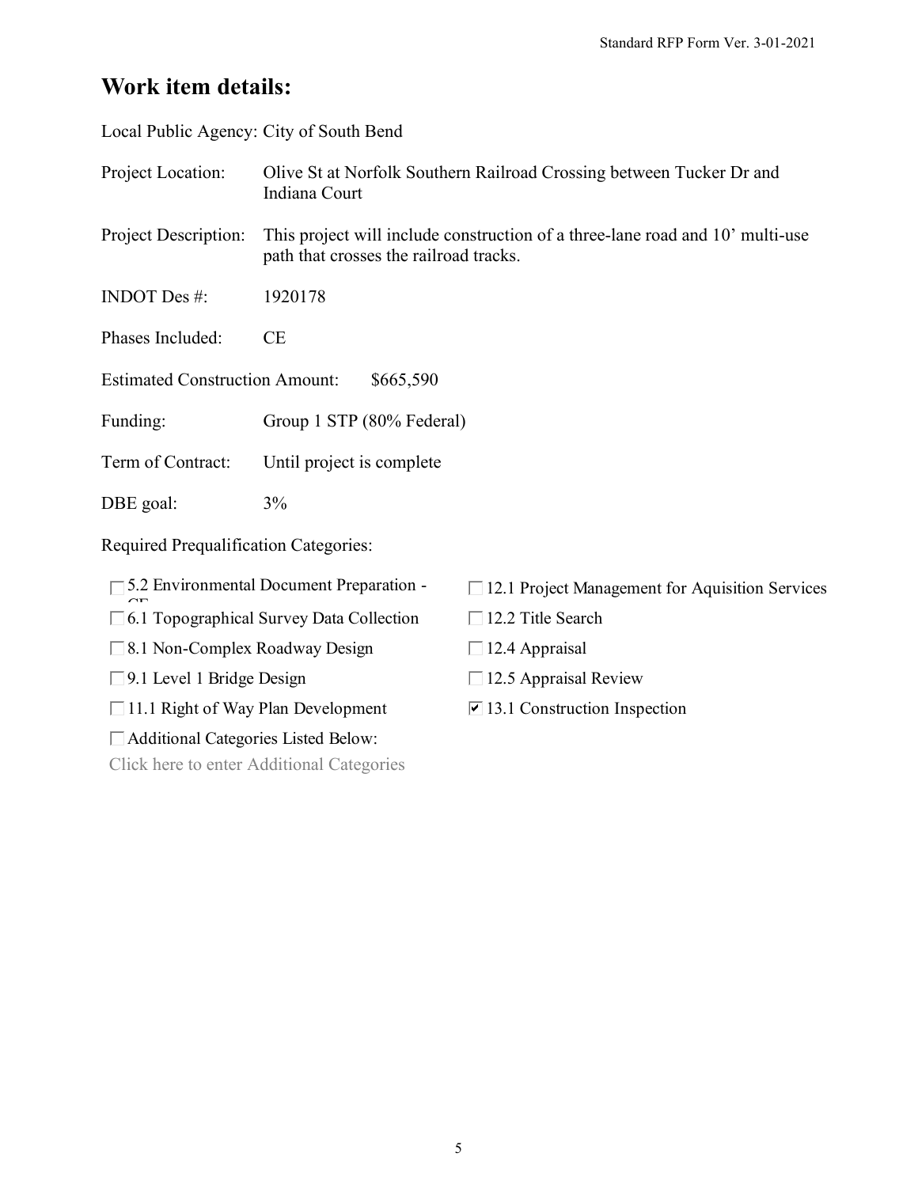## Work item details:

Local Public Agency: City of South Bend

Project Location: Olive St at Norfolk Southern Railroad Crossing between Tucker Dr and Indiana Court

Project Description: This project will include construction of a three-lane road and 10' multi-use path that crosses the railroad tracks.

INDOT Des #: 1920178

Phases Included: CE

Estimated Construction Amount: $665,590

Funding: Group 1 STP (80% Federal)

Term of Contract: Until project is complete

DBE goal: 3%

Required Prequalification Categories:

- ☐ 5.2 Environmental Document Preparation - CE
- ☐ 6.1 Topographical Survey Data Collection
- ☐ 8.1 Non-Complex Roadway Design
- ☐ 9.1 Level 1 Bridge Design
- ☐ 11.1 Right of Way Plan Development
- ☐ Additional Categories Listed Below:
- ☐ 12.1 Project Management for Aquisition Services
- ☐ 12.2 Title Search
- ☐ 12.4 Appraisal
- ☐ 12.5 Appraisal Review
- ☑ 13.1 Construction Inspection

Click here to enter Additional Categories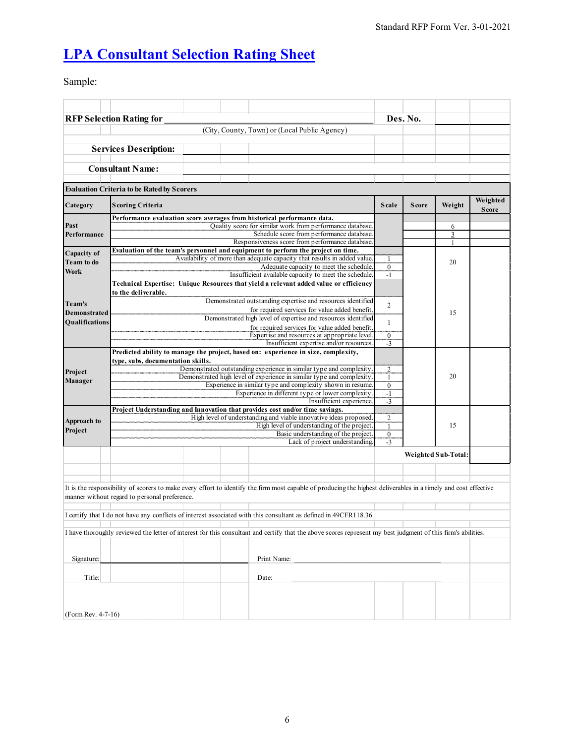Standard RFP Form Ver. 3-01-2021

# LPA Consultant Selection Rating Sheet

Sample:

**RFP Selection Rating for** ______________________________ **Des. No.** ________

(City, County, Town) or (Local Public Agency)

**Services Description:** ______________________________

**Consultant Name:** ______________________________

**Evaluation Criteria to be Rated by Scorers**

| Category | Scoring Criteria | Scale | Score | Weight | Weighted Score |
|---|---|---|---|---|---|
| **Past Performance** | **Performance evaluation score averages from historical performance data.** | | | | |
| | Quality score for similar work from performance database. | | | 6 | |
| | Schedule score from performance database. | | | 3 | |
| | Responsiveness score from performance database. | | | 1 | |
| **Capacity of Team to do Work** | **Evaluation of the team's personnel and equipment to perform the project on time.** | | | 20 | |
| | Availability of more than adequate capacity that results in added value. | 1 | | | |
| | Adequate capacity to meet the schedule. | 0 | | | |
| | Insufficient available capacity to meet the schedule. | -1 | | | |
| **Team's Demonstrated Qualifications** | **Technical Expertise: Unique Resources that yield a relevant added value or efficiency to the deliverable.** | | | 15 | |
| | Demonstrated outstanding expertise and resources identified for required services for value added benefit. | 2 | | | |
| | Demonstrated high level of expertise and resources identified for required services for value added benefit. | 1 | | | |
| | Expertise and resources at appropriate level. | 0 | | | |
| | Insufficient expertise and/or resources. | -3 | | | |
| **Project Manager** | **Predicted ability to manage the project, based on: experience in size, complexity, type, subs, documentation skills.** | | | 20 | |
| | Demonstrated outstanding experience in similar type and complexity. | 2 | | | |
| | Demonstrated high level of experience in similar type and complexity. | 1 | | | |
| | Experience in similar type and complexity shown in resume. | 0 | | | |
| | Experience in different type or lower complexity. | -1 | | | |
| | Insufficient experience. | -3 | | | |
| **Approach to Project** | **Project Understanding and Innovation that provides cost and/or time savings.** | | | 15 | |
| | High level of understanding and viable innovative ideas proposed. | 2 | | | |
| | High level of understanding of the project. | 1 | | | |
| | Basic understanding of the project. | 0 | | | |
| | Lack of project understanding. | -3 | | | |
| | | | **Weighted Sub-Total:** | | |

It is the responsibility of scorers to make every effort to identify the firm most capable of producing the highest deliverables in a timely and cost effective manner without regard to personal preference.

I certify that I do not have any conflicts of interest associated with this consultant as defined in 49CFR118.36.

I have thoroughly reviewed the letter of interest for this consultant and certify that the above scores represent my best judgment of this firm's abilities.

Signature: ______________________ Print Name: ______________________

Title: ______________________ Date: ______________________

(Form Rev. 4-7-16)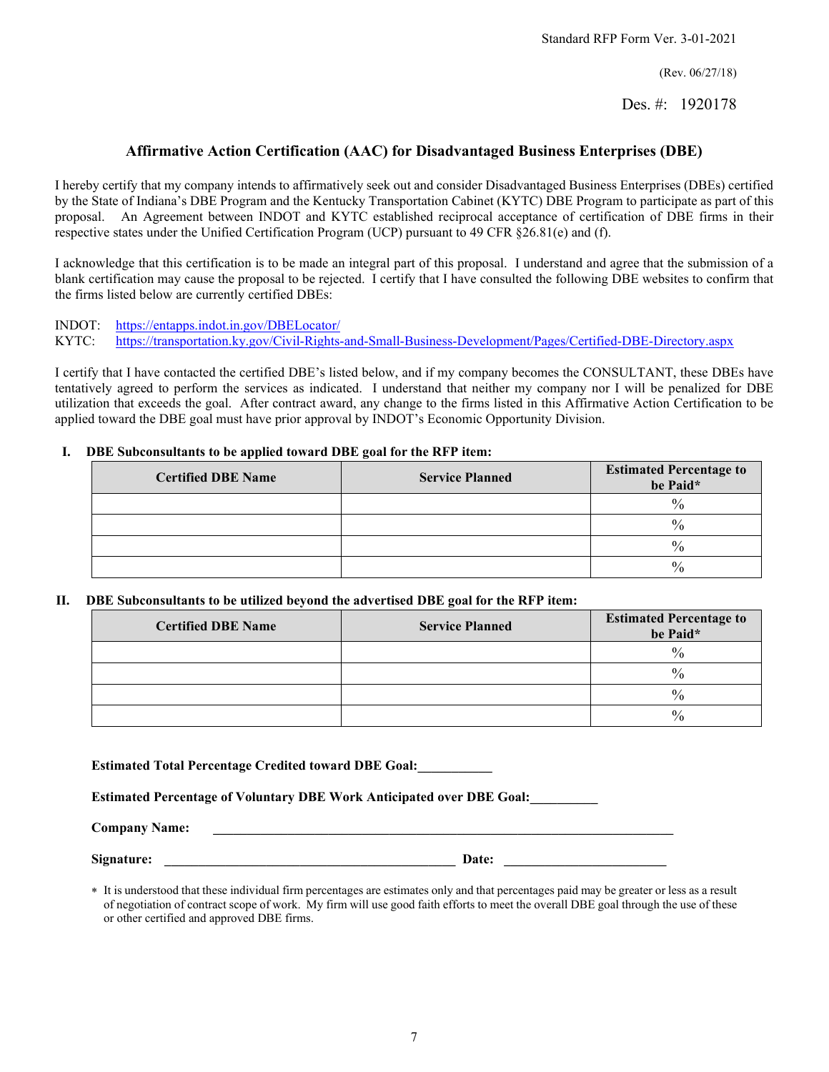Standard RFP Form Ver. 3-01-2021

(Rev. 06/27/18)

Des. #: 1920178

## Affirmative Action Certification (AAC) for Disadvantaged Business Enterprises (DBE)

I hereby certify that my company intends to affirmatively seek out and consider Disadvantaged Business Enterprises (DBEs) certified by the State of Indiana's DBE Program and the Kentucky Transportation Cabinet (KYTC) DBE Program to participate as part of this proposal. An Agreement between INDOT and KYTC established reciprocal acceptance of certification of DBE firms in their respective states under the Unified Certification Program (UCP) pursuant to 49 CFR §26.81(e) and (f).

I acknowledge that this certification is to be made an integral part of this proposal. I understand and agree that the submission of a blank certification may cause the proposal to be rejected. I certify that I have consulted the following DBE websites to confirm that the firms listed below are currently certified DBEs:

INDOT: https://entapps.indot.in.gov/DBELocator/
KYTC: https://transportation.ky.gov/Civil-Rights-and-Small-Business-Development/Pages/Certified-DBE-Directory.aspx

I certify that I have contacted the certified DBE's listed below, and if my company becomes the CONSULTANT, these DBEs have tentatively agreed to perform the services as indicated. I understand that neither my company nor I will be penalized for DBE utilization that exceeds the goal. After contract award, any change to the firms listed in this Affirmative Action Certification to be applied toward the DBE goal must have prior approval by INDOT's Economic Opportunity Division.

**I. DBE Subconsultants to be applied toward DBE goal for the RFP item:**

| Certified DBE Name | Service Planned | Estimated Percentage to be Paid* |
|---|---|---|
| | | % |
| | | % |
| | | % |
| | | % |

**II. DBE Subconsultants to be utilized beyond the advertised DBE goal for the RFP item:**

| Certified DBE Name | Service Planned | Estimated Percentage to be Paid* |
|---|---|---|
| | | % |
| | | % |
| | | % |
| | | % |

**Estimated Total Percentage Credited toward DBE Goal:**___________

**Estimated Percentage of Voluntary DBE Work Anticipated over DBE Goal:**__________

**Company Name:** ________________________________________________

**Signature:** ______________________________ **Date:** ________________

* It is understood that these individual firm percentages are estimates only and that percentages paid may be greater or less as a result of negotiation of contract scope of work. My firm will use good faith efforts to meet the overall DBE goal through the use of these or other certified and approved DBE firms.